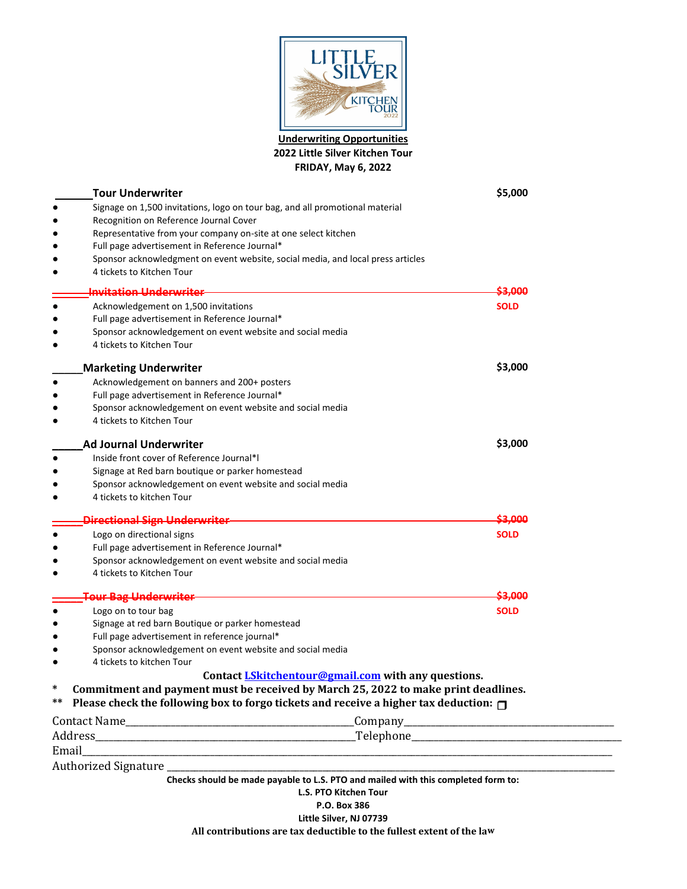LITTLE SILVER KITCHEN TOUR 2022

**Underwriting Opportunities**

**2022 Little Silver Kitchen Tour**

**FRIDAY, May 6, 2022**

**______Tour Underwriter** **$5,000**

- Signage on 1,500 invitations, logo on tour bag, and all promotional material
- Recognition on Reference Journal Cover
- Representative from your company on-site at one select kitchen
- Full page advertisement in Reference Journal*
- Sponsor acknowledgment on event website, social media, and local press articles
- 4 tickets to Kitchen Tour

~~**______Invitation Underwriter**~~ ~~**$3,000**~~ **SOLD**

- Acknowledgement on 1,500 invitations
- Full page advertisement in Reference Journal*
- Sponsor acknowledgement on event website and social media
- 4 tickets to Kitchen Tour

**_____Marketing Underwriter** **$3,000**

- Acknowledgement on banners and 200+ posters
- Full page advertisement in Reference Journal*
- Sponsor acknowledgement on event website and social media
- 4 tickets to Kitchen Tour

**_____Ad Journal Underwriter** **$3,000**

- Inside front cover of Reference Journal*l
- Signage at Red barn boutique or parker homestead
- Sponsor acknowledgement on event website and social media
- 4 tickets to kitchen Tour

~~**_____Directional Sign Underwriter**~~ ~~**$3,000**~~ **SOLD**

- Logo on directional signs
- Full page advertisement in Reference Journal*
- Sponsor acknowledgement on event website and social media
- 4 tickets to Kitchen Tour

~~**_____Tour Bag Underwriter**~~ ~~**$3,000**~~ **SOLD**

- Logo on to tour bag
- Signage at red barn Boutique or parker homestead
- Full page advertisement in reference journal*
- Sponsor acknowledgement on event website and social media
- 4 tickets to kitchen Tour

**Contact [LSkitchentour@gmail.com](mailto:LSkitchentour@gmail.com) with any questions.**

\* **Commitment and payment must be received by March 25, 2022 to make print deadlines.**

\** **Please check the following box to forgo tickets and receive a higher tax deduction:** ☐

Contact Name________________________________Company________________________________

Address____________________________________Telephone______________________________

Email______________________________________________________________________________

Authorized Signature ________________________________________________________________

**Checks should be made payable to L.S. PTO and mailed with this completed form to:**

**L.S. PTO Kitchen Tour**

**P.O. Box 386**

**Little Silver, NJ 07739**

**All contributions are tax deductible to the fullest extent of the law**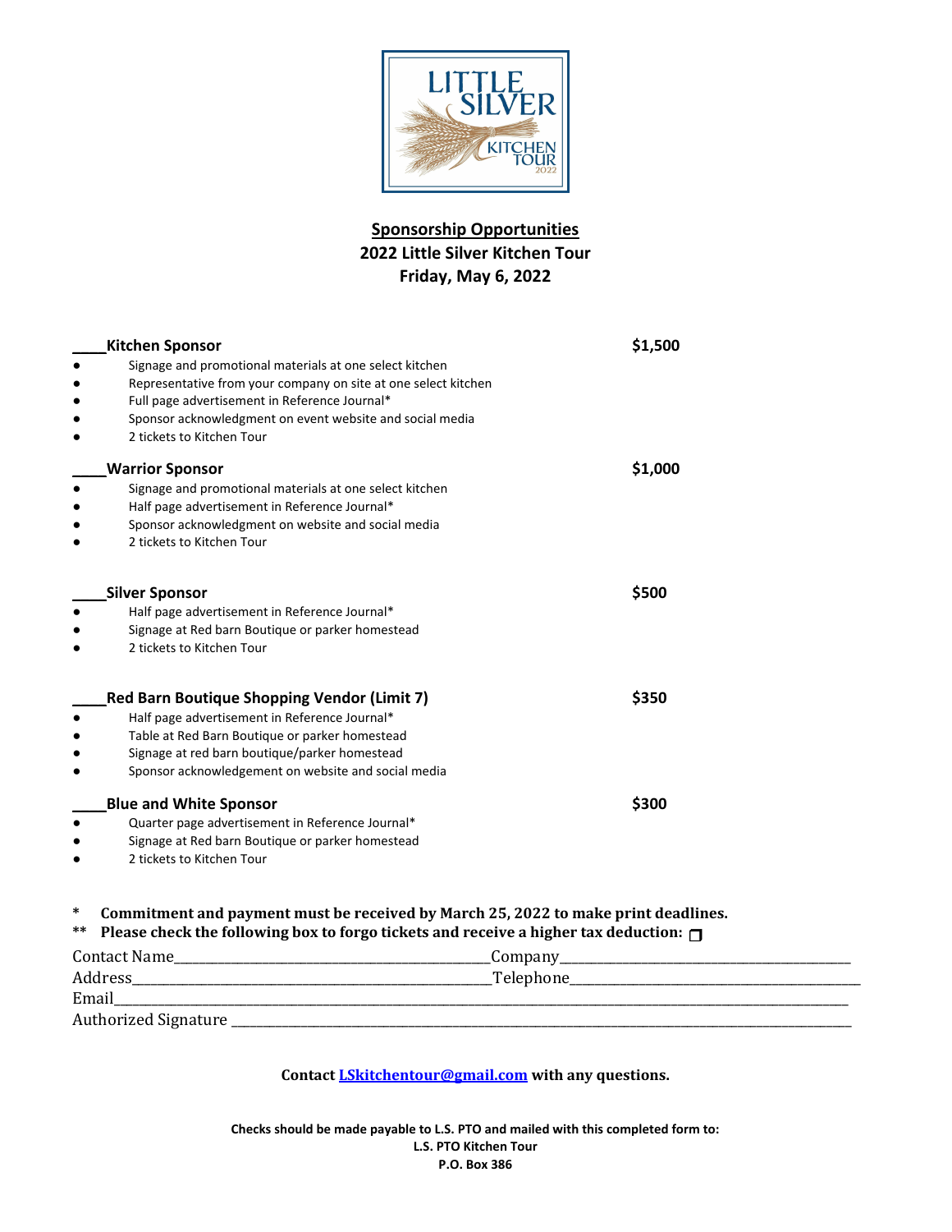LITTLE SILVER KITCHEN TOUR 2022

## Sponsorship Opportunities

**2022 Little Silver Kitchen Tour**

**Friday, May 6, 2022**

____**Kitchen Sponsor** **$1,500**

- Signage and promotional materials at one select kitchen
- Representative from your company on site at one select kitchen
- Full page advertisement in Reference Journal*
- Sponsor acknowledgment on event website and social media
- 2 tickets to Kitchen Tour

____**Warrior Sponsor** **$1,000**

- Signage and promotional materials at one select kitchen
- Half page advertisement in Reference Journal*
- Sponsor acknowledgment on website and social media
- 2 tickets to Kitchen Tour

____**Silver Sponsor** **$500**

- Half page advertisement in Reference Journal*
- Signage at Red barn Boutique or parker homestead
- 2 tickets to Kitchen Tour

____**Red Barn Boutique Shopping Vendor (Limit 7)** **$350**

- Half page advertisement in Reference Journal*
- Table at Red Barn Boutique or parker homestead
- Signage at red barn boutique/parker homestead
- Sponsor acknowledgement on website and social media

____**Blue and White Sponsor** **$300**

- Quarter page advertisement in Reference Journal*
- Signage at Red barn Boutique or parker homestead
- 2 tickets to Kitchen Tour

\* **Commitment and payment must be received by March 25, 2022 to make print deadlines.**

\*\* **Please check the following box to forgo tickets and receive a higher tax deduction:** ☐

Contact Name________________________________________Company____________________________________

Address_____________________________________________Telephone__________________________________

Email_____________________________________________________________________________________________

Authorized Signature _______________________________________________________________________________

**Contact LSkitchentour@gmail.com with any questions.**

**Checks should be made payable to L.S. PTO and mailed with this completed form to:**
**L.S. PTO Kitchen Tour**
**P.O. Box 386**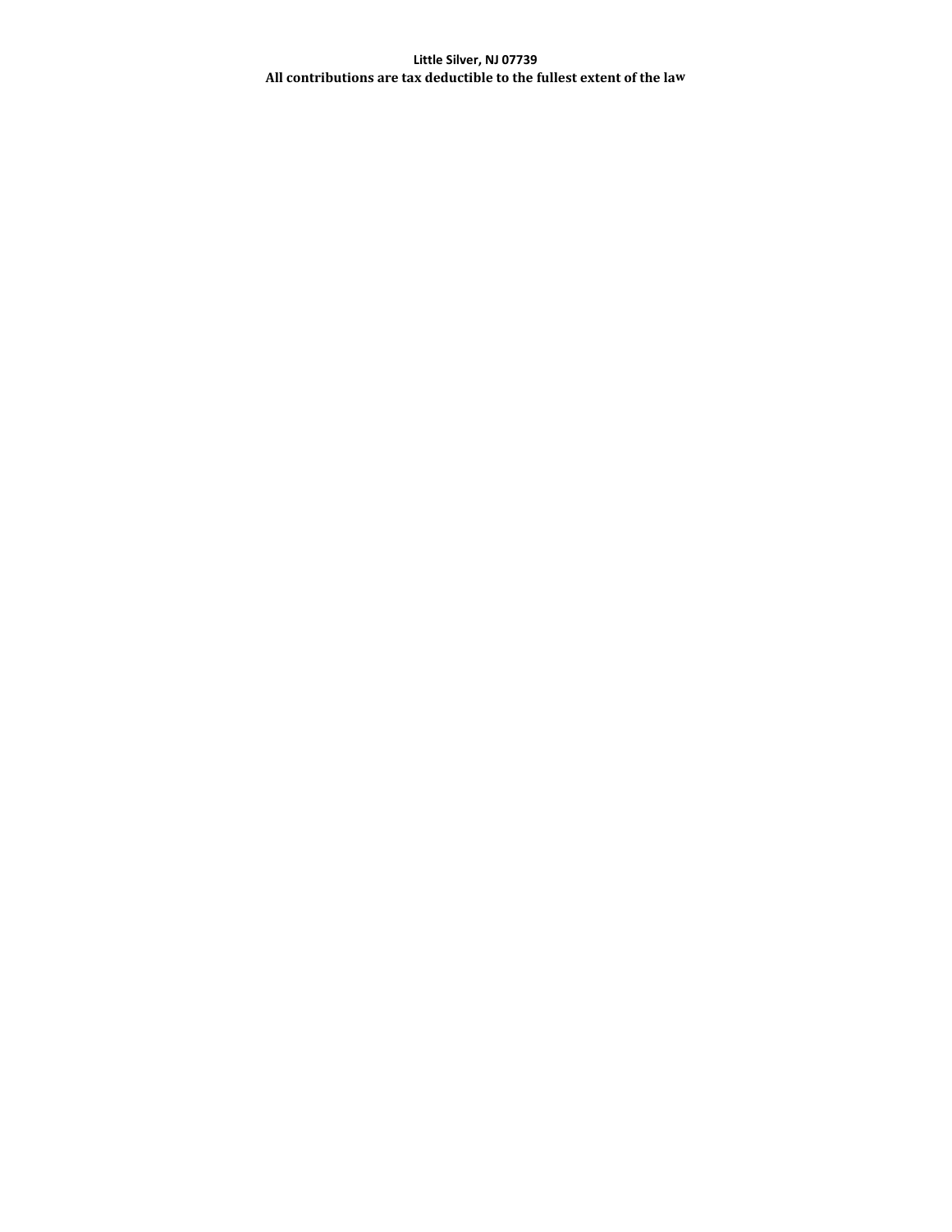**Little Silver, NJ 07739**

**All contributions are tax deductible to the fullest extent of the law**